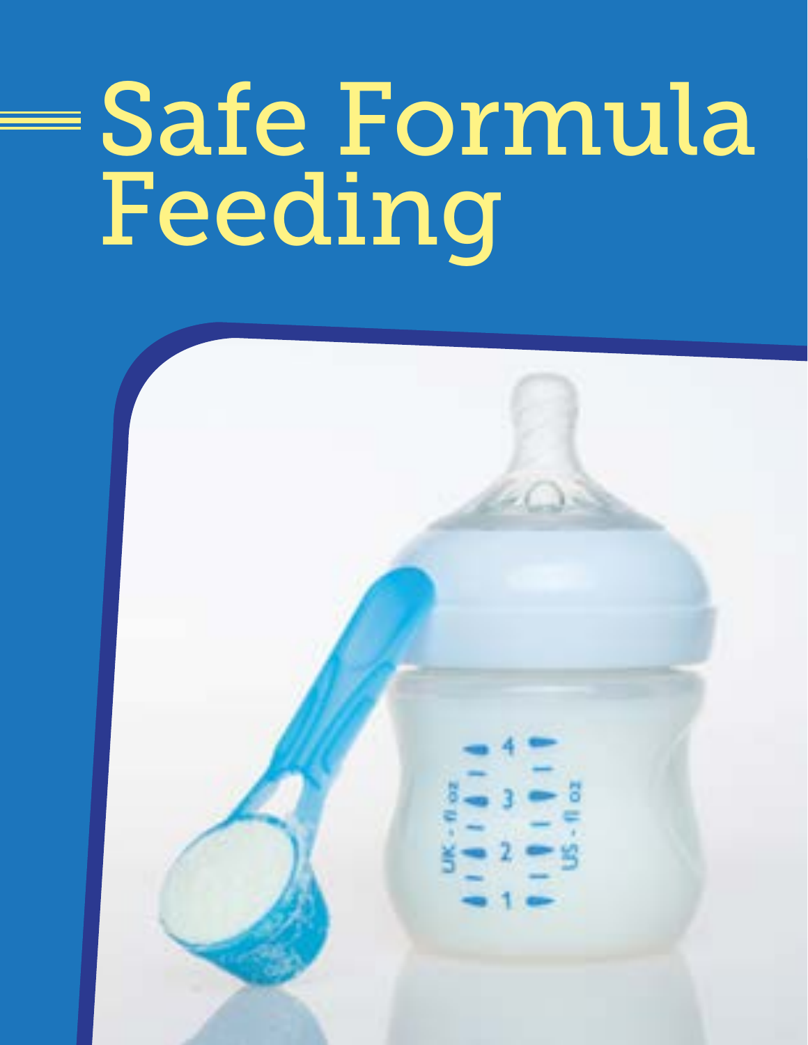# Safe Formula Feeding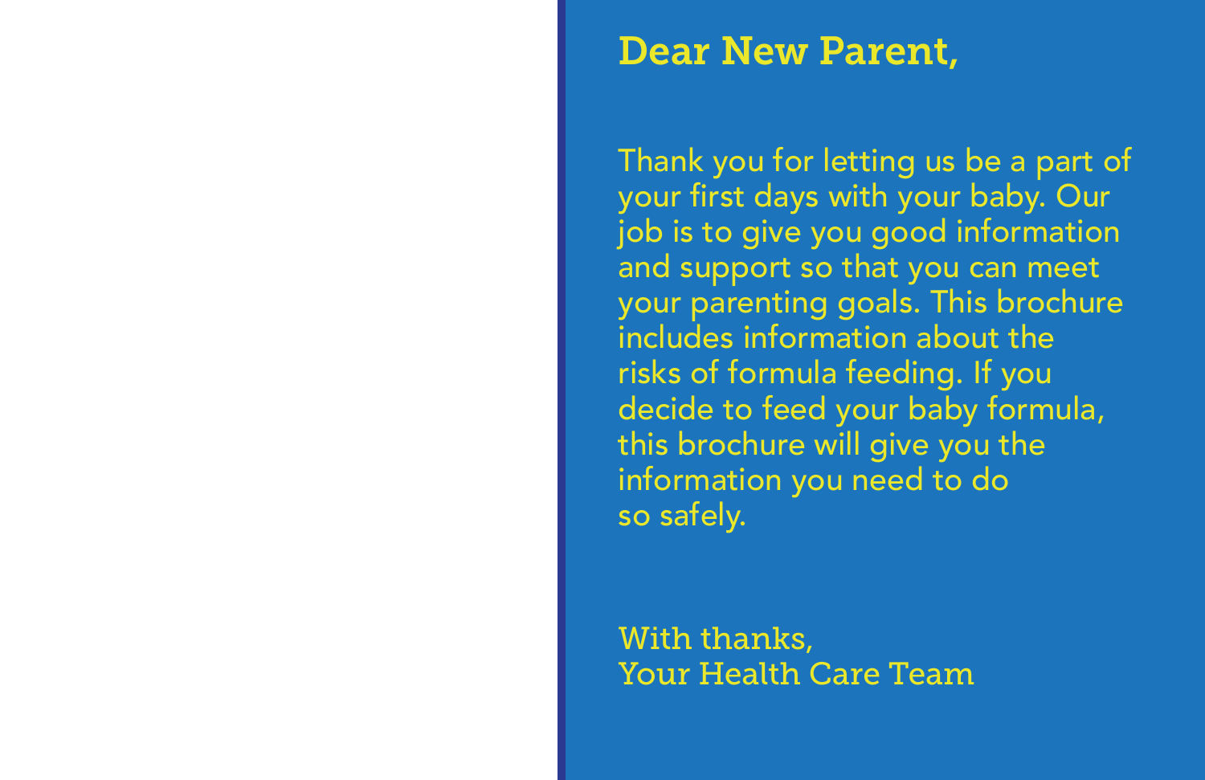# Dear New Parent,

Thank you for letting us be a part of your first days with your baby. Our job is to give you good information and support so that you can meet your parenting goals. This brochure includes information about the risks of formula feeding. If you decide to feed your baby formula, this brochure will give you the information you need to do so safely.

With thanks,
Your Health Care Team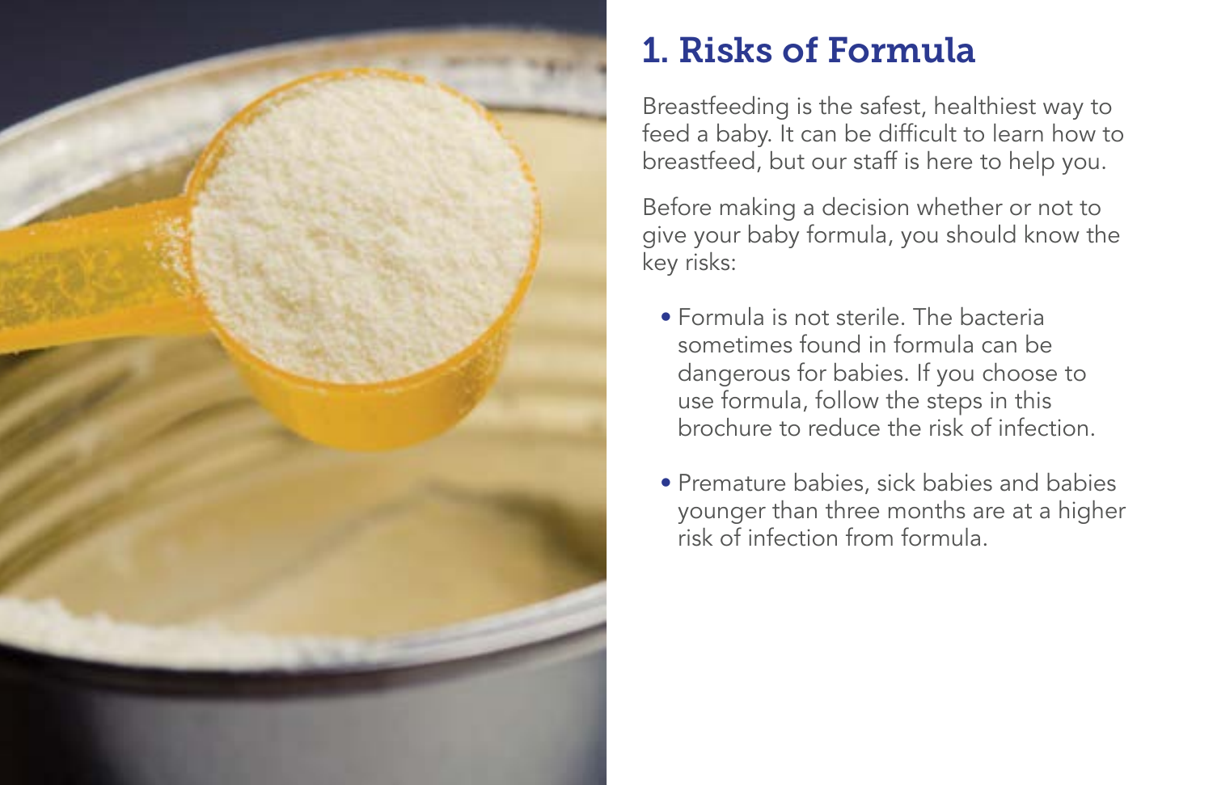# 1. Risks of Formula

Breastfeeding is the safest, healthiest way to feed a baby. It can be difficult to learn how to breastfeed, but our staff is here to help you.

Before making a decision whether or not to give your baby formula, you should know the key risks:

- Formula is not sterile. The bacteria sometimes found in formula can be dangerous for babies. If you choose to use formula, follow the steps in this brochure to reduce the risk of infection.
- Premature babies, sick babies and babies younger than three months are at a higher risk of infection from formula.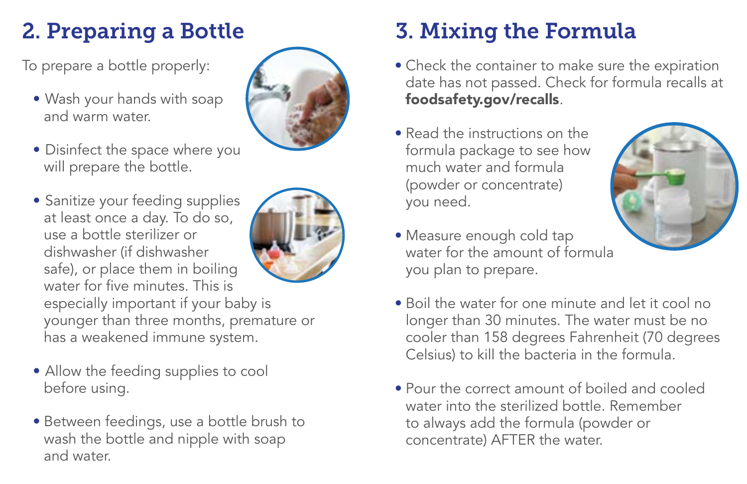## 2. Preparing a Bottle

To prepare a bottle properly:

- Wash your hands with soap and warm water.
- Disinfect the space where you will prepare the bottle.
- Sanitize your feeding supplies at least once a day. To do so, use a bottle sterilizer or dishwasher (if dishwasher safe), or place them in boiling water for five minutes. This is especially important if your baby is younger than three months, premature or has a weakened immune system.
- Allow the feeding supplies to cool before using.
- Between feedings, use a bottle brush to wash the bottle and nipple with soap and water.

## 3. Mixing the Formula

- Check the container to make sure the expiration date has not passed. Check for formula recalls at **foodsafety.gov/recalls**.
- Read the instructions on the formula package to see how much water and formula (powder or concentrate) you need.
- Measure enough cold tap water for the amount of formula you plan to prepare.
- Boil the water for one minute and let it cool no longer than 30 minutes. The water must be no cooler than 158 degrees Fahrenheit (70 degrees Celsius) to kill the bacteria in the formula.
- Pour the correct amount of boiled and cooled water into the sterilized bottle. Remember to always add the formula (powder or concentrate) AFTER the water.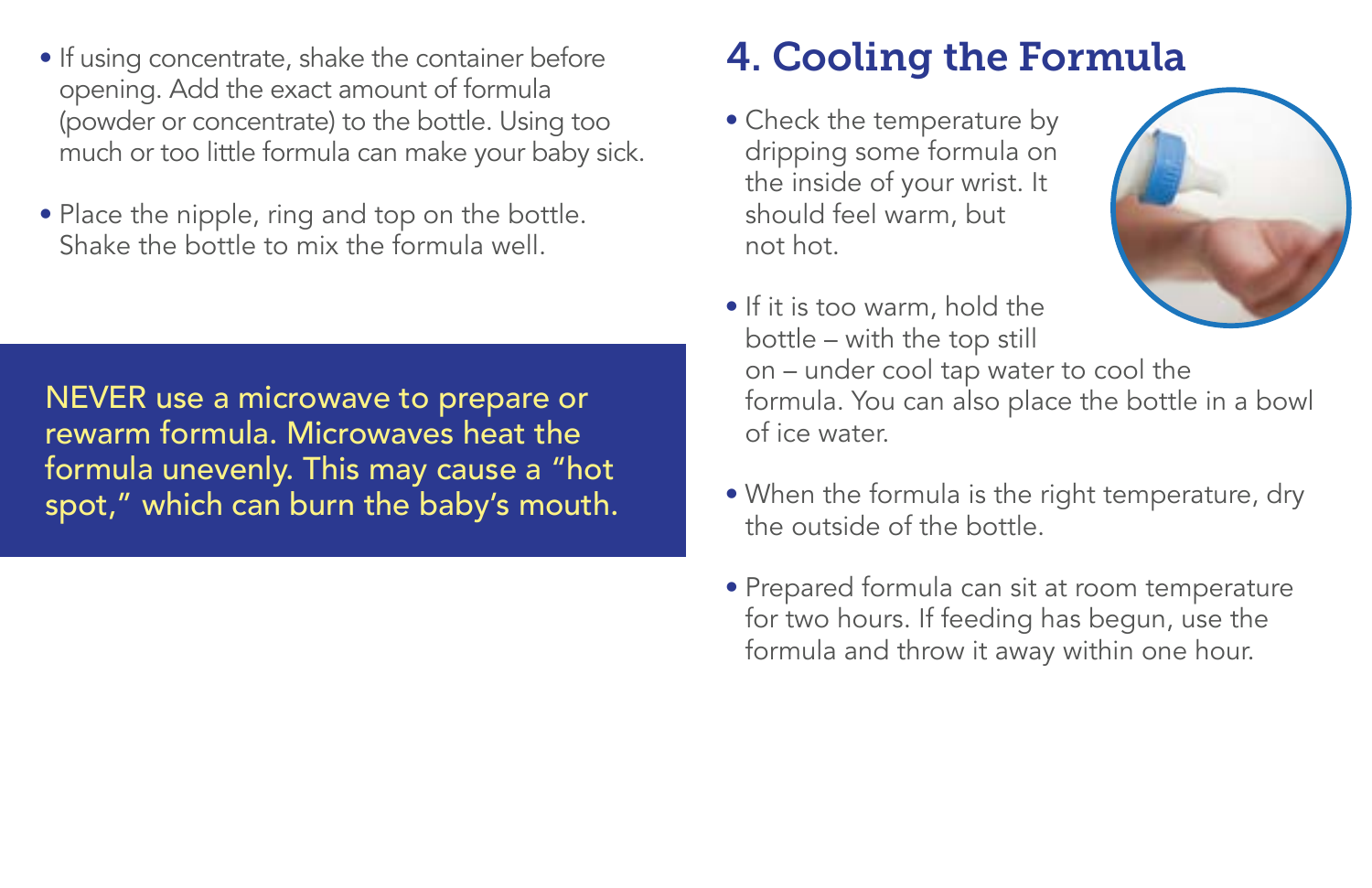- If using concentrate, shake the container before opening. Add the exact amount of formula (powder or concentrate) to the bottle. Using too much or too little formula can make your baby sick.
- Place the nipple, ring and top on the bottle. Shake the bottle to mix the formula well.

NEVER use a microwave to prepare or rewarm formula. Microwaves heat the formula unevenly. This may cause a "hot spot," which can burn the baby's mouth.

## 4. Cooling the Formula

- Check the temperature by dripping some formula on the inside of your wrist. It should feel warm, but not hot.
- If it is too warm, hold the bottle – with the top still on – under cool tap water to cool the formula. You can also place the bottle in a bowl of ice water.
- When the formula is the right temperature, dry the outside of the bottle.
- Prepared formula can sit at room temperature for two hours. If feeding has begun, use the formula and throw it away within one hour.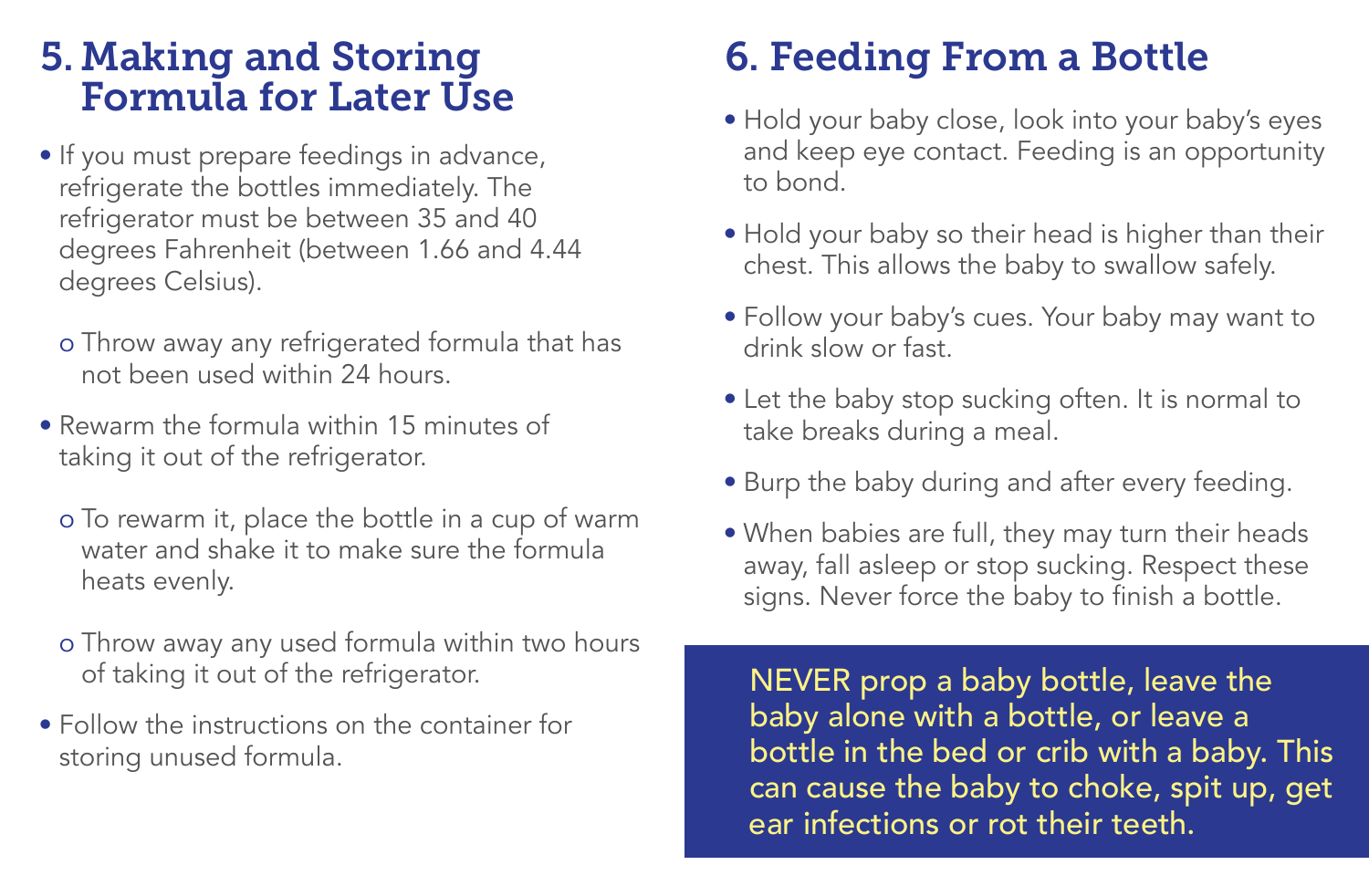## 5. Making and Storing Formula for Later Use

- If you must prepare feedings in advance, refrigerate the bottles immediately. The refrigerator must be between 35 and 40 degrees Fahrenheit (between 1.66 and 4.44 degrees Celsius).
  - Throw away any refrigerated formula that has not been used within 24 hours.
- Rewarm the formula within 15 minutes of taking it out of the refrigerator.
  - To rewarm it, place the bottle in a cup of warm water and shake it to make sure the formula heats evenly.
  - Throw away any used formula within two hours of taking it out of the refrigerator.
- Follow the instructions on the container for storing unused formula.

## 6. Feeding From a Bottle

- Hold your baby close, look into your baby's eyes and keep eye contact. Feeding is an opportunity to bond.
- Hold your baby so their head is higher than their chest. This allows the baby to swallow safely.
- Follow your baby's cues. Your baby may want to drink slow or fast.
- Let the baby stop sucking often. It is normal to take breaks during a meal.
- Burp the baby during and after every feeding.
- When babies are full, they may turn their heads away, fall asleep or stop sucking. Respect these signs. Never force the baby to finish a bottle.

**NEVER prop a baby bottle, leave the baby alone with a bottle, or leave a bottle in the bed or crib with a baby. This can cause the baby to choke, spit up, get ear infections or rot their teeth.**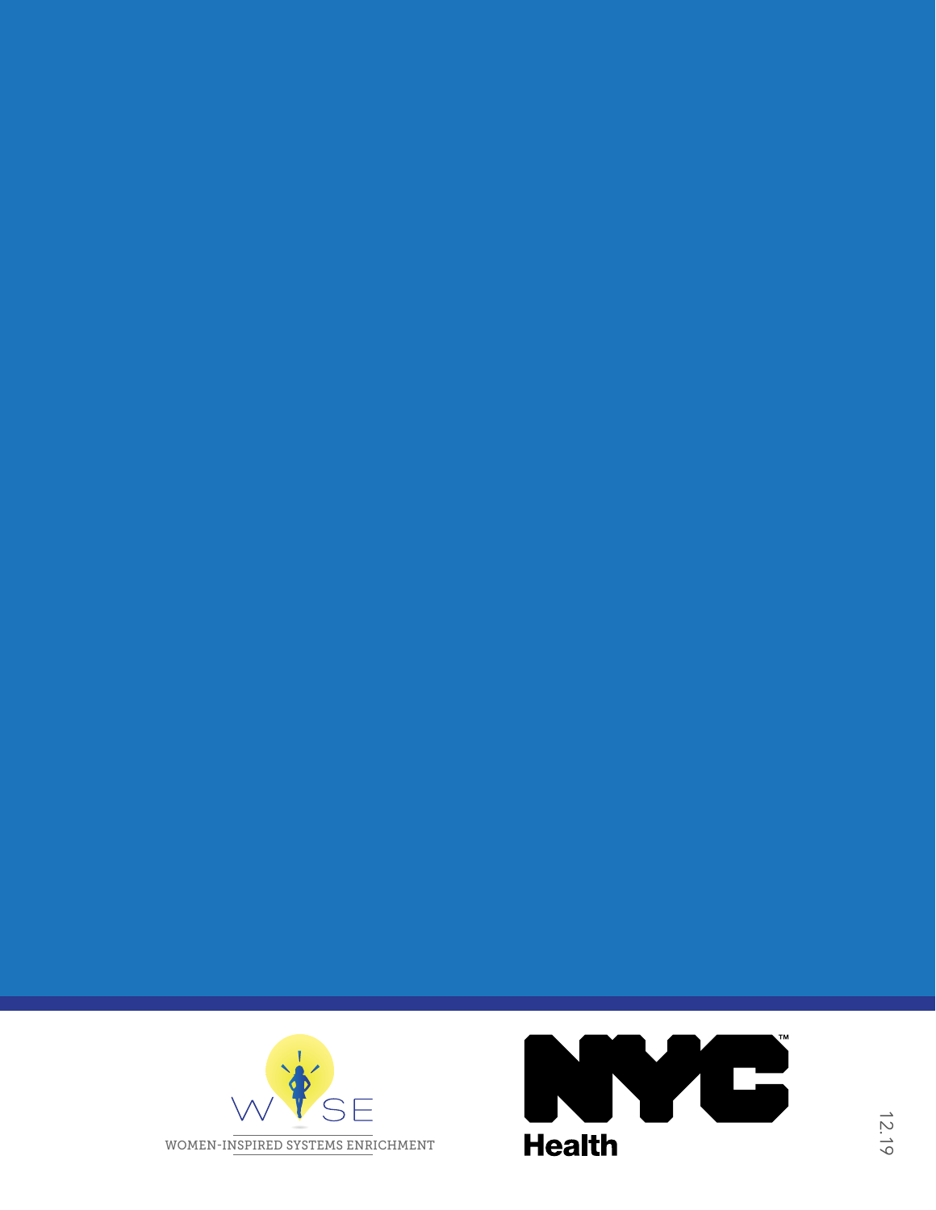WOMEN-INSPIRED SYSTEMS ENRICHMENT

Health

12.19